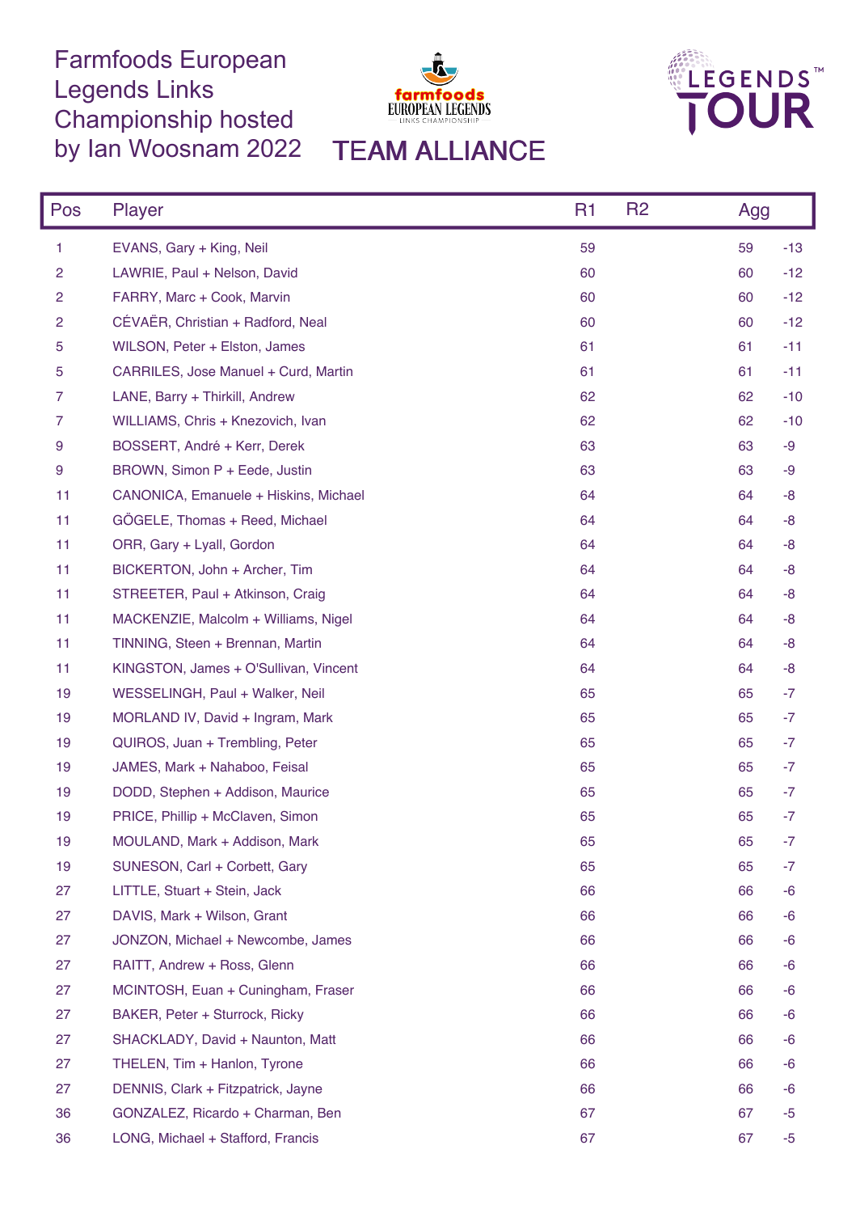# Farmfoods European Legends Links Championship hosted by Ian Woosnam 2022

## TEAM ALLIANCE

| Pos | Player | R1 | R2 | Agg | |
|---|---|---|---|---|---|
| 1 | EVANS, Gary + King, Neil | 59 | | 59 | -13 |
| 2 | LAWRIE, Paul + Nelson, David | 60 | | 60 | -12 |
| 2 | FARRY, Marc + Cook, Marvin | 60 | | 60 | -12 |
| 2 | CÉVAËR, Christian + Radford, Neal | 60 | | 60 | -12 |
| 5 | WILSON, Peter + Elston, James | 61 | | 61 | -11 |
| 5 | CARRILES, Jose Manuel + Curd, Martin | 61 | | 61 | -11 |
| 7 | LANE, Barry + Thirkill, Andrew | 62 | | 62 | -10 |
| 7 | WILLIAMS, Chris + Knezovich, Ivan | 62 | | 62 | -10 |
| 9 | BOSSERT, André + Kerr, Derek | 63 | | 63 | -9 |
| 9 | BROWN, Simon P + Eede, Justin | 63 | | 63 | -9 |
| 11 | CANONICA, Emanuele + Hiskins, Michael | 64 | | 64 | -8 |
| 11 | GÖGELE, Thomas + Reed, Michael | 64 | | 64 | -8 |
| 11 | ORR, Gary + Lyall, Gordon | 64 | | 64 | -8 |
| 11 | BICKERTON, John + Archer, Tim | 64 | | 64 | -8 |
| 11 | STREETER, Paul + Atkinson, Craig | 64 | | 64 | -8 |
| 11 | MACKENZIE, Malcolm + Williams, Nigel | 64 | | 64 | -8 |
| 11 | TINNING, Steen + Brennan, Martin | 64 | | 64 | -8 |
| 11 | KINGSTON, James + O'Sullivan, Vincent | 64 | | 64 | -8 |
| 19 | WESSELINGH, Paul + Walker, Neil | 65 | | 65 | -7 |
| 19 | MORLAND IV, David + Ingram, Mark | 65 | | 65 | -7 |
| 19 | QUIROS, Juan + Trembling, Peter | 65 | | 65 | -7 |
| 19 | JAMES, Mark + Nahaboo, Feisal | 65 | | 65 | -7 |
| 19 | DODD, Stephen + Addison, Maurice | 65 | | 65 | -7 |
| 19 | PRICE, Phillip + McClaven, Simon | 65 | | 65 | -7 |
| 19 | MOULAND, Mark + Addison, Mark | 65 | | 65 | -7 |
| 19 | SUNESON, Carl + Corbett, Gary | 65 | | 65 | -7 |
| 27 | LITTLE, Stuart + Stein, Jack | 66 | | 66 | -6 |
| 27 | DAVIS, Mark + Wilson, Grant | 66 | | 66 | -6 |
| 27 | JONZON, Michael + Newcombe, James | 66 | | 66 | -6 |
| 27 | RAITT, Andrew + Ross, Glenn | 66 | | 66 | -6 |
| 27 | MCINTOSH, Euan + Cuningham, Fraser | 66 | | 66 | -6 |
| 27 | BAKER, Peter + Sturrock, Ricky | 66 | | 66 | -6 |
| 27 | SHACKLADY, David + Naunton, Matt | 66 | | 66 | -6 |
| 27 | THELEN, Tim + Hanlon, Tyrone | 66 | | 66 | -6 |
| 27 | DENNIS, Clark + Fitzpatrick, Jayne | 66 | | 66 | -6 |
| 36 | GONZALEZ, Ricardo + Charman, Ben | 67 | | 67 | -5 |
| 36 | LONG, Michael + Stafford, Francis | 67 | | 67 | -5 |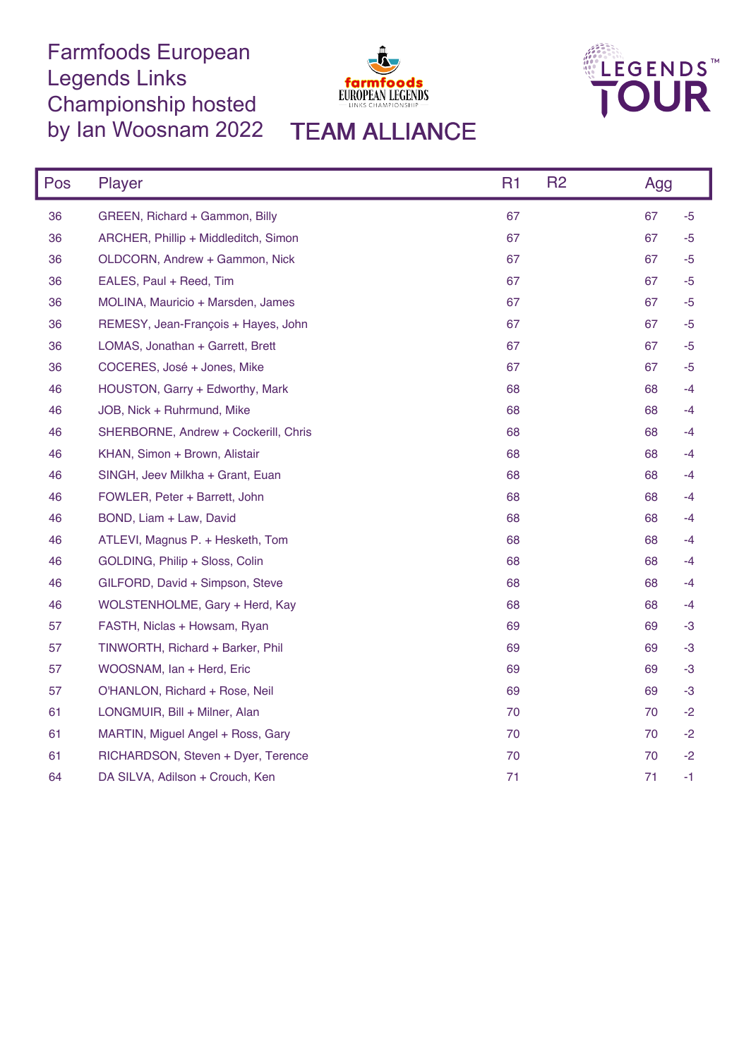# Farmfoods European Legends Links Championship hosted by Ian Woosnam 2022

## TEAM ALLIANCE

| Pos | Player | R1 | R2 | Agg | |
|---|---|---|---|---|---|
| 36 | GREEN, Richard + Gammon, Billy | 67 | | 67 | -5 |
| 36 | ARCHER, Phillip + Middleditch, Simon | 67 | | 67 | -5 |
| 36 | OLDCORN, Andrew + Gammon, Nick | 67 | | 67 | -5 |
| 36 | EALES, Paul + Reed, Tim | 67 | | 67 | -5 |
| 36 | MOLINA, Mauricio + Marsden, James | 67 | | 67 | -5 |
| 36 | REMESY, Jean-François + Hayes, John | 67 | | 67 | -5 |
| 36 | LOMAS, Jonathan + Garrett, Brett | 67 | | 67 | -5 |
| 36 | COCERES, José + Jones, Mike | 67 | | 67 | -5 |
| 46 | HOUSTON, Garry + Edworthy, Mark | 68 | | 68 | -4 |
| 46 | JOB, Nick + Ruhrmund, Mike | 68 | | 68 | -4 |
| 46 | SHERBORNE, Andrew + Cockerill, Chris | 68 | | 68 | -4 |
| 46 | KHAN, Simon + Brown, Alistair | 68 | | 68 | -4 |
| 46 | SINGH, Jeev Milkha + Grant, Euan | 68 | | 68 | -4 |
| 46 | FOWLER, Peter + Barrett, John | 68 | | 68 | -4 |
| 46 | BOND, Liam + Law, David | 68 | | 68 | -4 |
| 46 | ATLEVI, Magnus P. + Hesketh, Tom | 68 | | 68 | -4 |
| 46 | GOLDING, Philip + Sloss, Colin | 68 | | 68 | -4 |
| 46 | GILFORD, David + Simpson, Steve | 68 | | 68 | -4 |
| 46 | WOLSTENHOLME, Gary + Herd, Kay | 68 | | 68 | -4 |
| 57 | FASTH, Niclas + Howsam, Ryan | 69 | | 69 | -3 |
| 57 | TINWORTH, Richard + Barker, Phil | 69 | | 69 | -3 |
| 57 | WOOSNAM, Ian + Herd, Eric | 69 | | 69 | -3 |
| 57 | O'HANLON, Richard + Rose, Neil | 69 | | 69 | -3 |
| 61 | LONGMUIR, Bill + Milner, Alan | 70 | | 70 | -2 |
| 61 | MARTIN, Miguel Angel + Ross, Gary | 70 | | 70 | -2 |
| 61 | RICHARDSON, Steven + Dyer, Terence | 70 | | 70 | -2 |
| 64 | DA SILVA, Adilson + Crouch, Ken | 71 | | 71 | -1 |